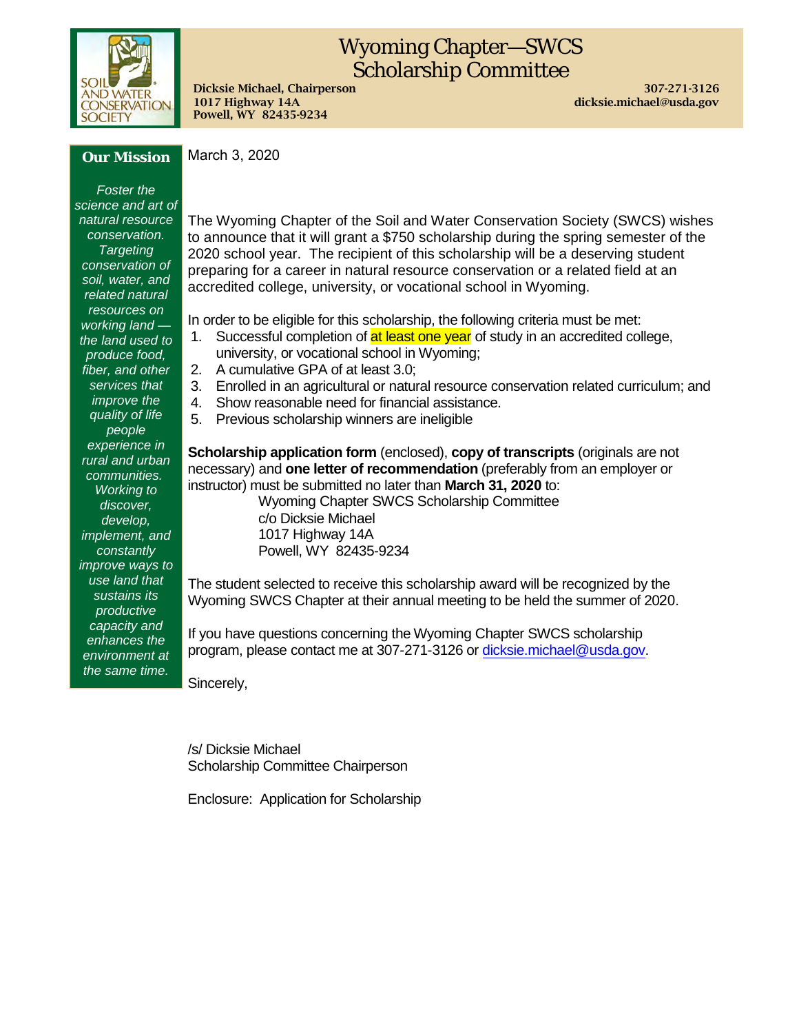# Wyoming Chapter—SWCS Scholarship Committee

**Dicksie Michael, Chairperson**
**1017 Highway 14A**
**Powell, WY 82435-9234**

**307-271-3126**
**dicksie.michael@usda.gov**

### Our Mission

*Foster the science and art of natural resource conservation. Targeting conservation of soil, water, and related natural resources on working land — the land used to produce food, fiber, and other services that improve the quality of life people experience in rural and urban communities. Working to discover, develop, implement, and constantly improve ways to use land that sustains its productive capacity and enhances the environment at the same time.*

March 3, 2020

The Wyoming Chapter of the Soil and Water Conservation Society (SWCS) wishes to announce that it will grant a $750 scholarship during the spring semester of the 2020 school year. The recipient of this scholarship will be a deserving student preparing for a career in natural resource conservation or a related field at an accredited college, university, or vocational school in Wyoming.

In order to be eligible for this scholarship, the following criteria must be met:

1. Successful completion of at least one year of study in an accredited college, university, or vocational school in Wyoming;
2. A cumulative GPA of at least 3.0;
3. Enrolled in an agricultural or natural resource conservation related curriculum; and
4. Show reasonable need for financial assistance.
5. Previous scholarship winners are ineligible

**Scholarship application form** (enclosed), **copy of transcripts** (originals are not necessary) and **one letter of recommendation** (preferably from an employer or instructor) must be submitted no later than **March 31, 2020** to:

Wyoming Chapter SWCS Scholarship Committee
c/o Dicksie Michael
1017 Highway 14A
Powell, WY 82435-9234

The student selected to receive this scholarship award will be recognized by the Wyoming SWCS Chapter at their annual meeting to be held the summer of 2020.

If you have questions concerning the Wyoming Chapter SWCS scholarship program, please contact me at 307-271-3126 or dicksie.michael@usda.gov.

Sincerely,

/s/ Dicksie Michael
Scholarship Committee Chairperson

Enclosure: Application for Scholarship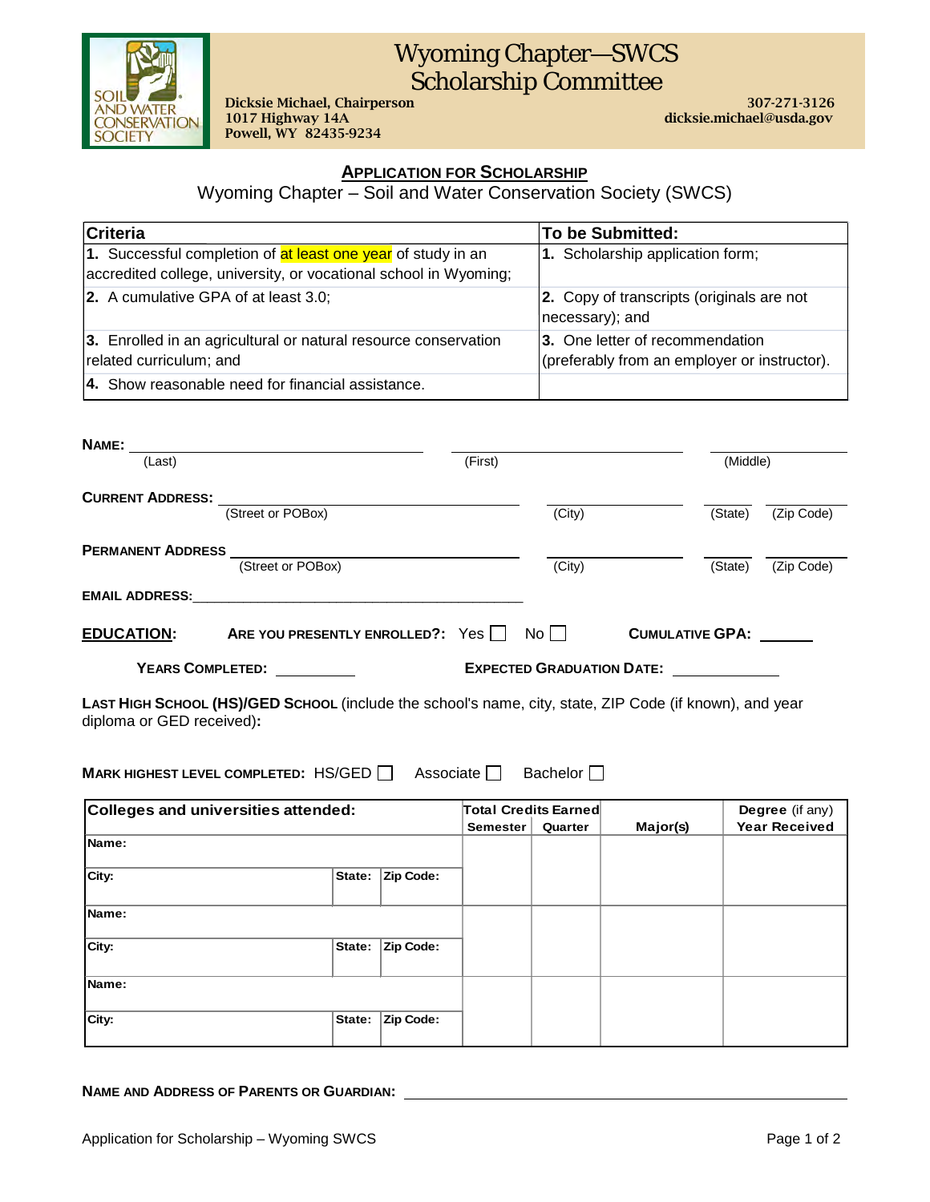# Wyoming Chapter—SWCS Scholarship Committee

**Dicksie Michael, Chairperson**
**1017 Highway 14A**
**Powell, WY 82435-9234**

**307-271-3126**
**dicksie.michael@usda.gov**

## APPLICATION FOR SCHOLARSHIP

Wyoming Chapter – Soil and Water Conservation Society (SWCS)

| Criteria | To be Submitted: |
|---|---|
| **1.** Successful completion of at least one year of study in an accredited college, university, or vocational school in Wyoming; | **1.** Scholarship application form; |
| **2.** A cumulative GPA of at least 3.0; | **2.** Copy of transcripts (originals are not necessary); and |
| **3.** Enrolled in an agricultural or natural resource conservation related curriculum; and | **3.** One letter of recommendation (preferably from an employer or instructor). |
| **4.** Show reasonable need for financial assistance. | |

**NAME:** ______________________ ______________________ ______________________
(Last) (First) (Middle)

**CURRENT ADDRESS:** ______________________ ______________ ________ ________
(Street or POBox) (City) (State) (Zip Code)

**PERMANENT ADDRESS** ______________________ ______________ ________ ________
(Street or POBox) (City) (State) (Zip Code)

**EMAIL ADDRESS:** ______________________________________________

**EDUCATION:** **ARE YOU PRESENTLY ENROLLED?:** Yes ☐ No ☐ **CUMULATIVE GPA:** ______

**YEARS COMPLETED:** __________ **EXPECTED GRADUATION DATE:** ____________

**LAST HIGH SCHOOL (HS)/GED SCHOOL** (include the school's name, city, state, ZIP Code (if known), and year diploma or GED received)**:**

**MARK HIGHEST LEVEL COMPLETED:** HS/GED ☐ Associate ☐ Bachelor ☐

| Colleges and universities attended: | | | Total Credits Earned | | Major(s) | Degree (if any) |
|---|---|---|---|---|---|---|
| | | | Semester | Quarter | | Year Received |
| Name: | | | | | | |
| City: | State: | Zip Code: | | | | |
| Name: | | | | | | |
| City: | State: | Zip Code: | | | | |
| Name: | | | | | | |
| City: | State: | Zip Code: | | | | |

**NAME AND ADDRESS OF PARENTS OR GUARDIAN:** ______________________________________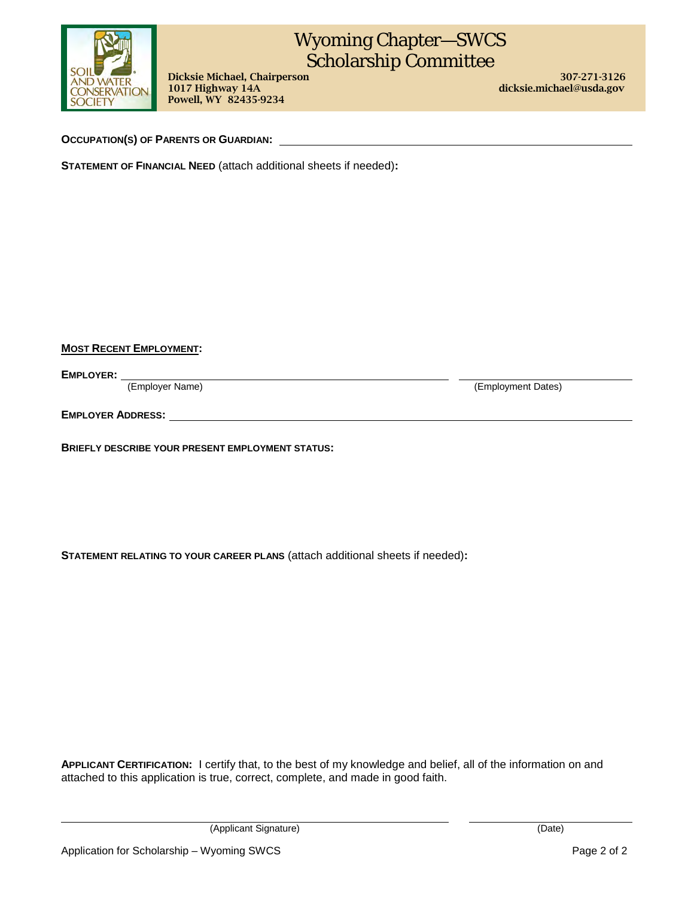# Wyoming Chapter—SWCS Scholarship Committee

Dicksie Michael, Chairperson
1017 Highway 14A
Powell, WY 82435-9234

307-271-3126
dicksie.michael@usda.gov

**OCCUPATION(S) OF PARENTS OR GUARDIAN:** ______________________________

**STATEMENT OF FINANCIAL NEED** (attach additional sheets if needed)**:**

**MOST RECENT EMPLOYMENT:**

**EMPLOYER:** ______________________________ ______________________________
(Employer Name) (Employment Dates)

**EMPLOYER ADDRESS:** ______________________________

**BRIEFLY DESCRIBE YOUR PRESENT EMPLOYMENT STATUS:**

**STATEMENT RELATING TO YOUR CAREER PLANS** (attach additional sheets if needed)**:**

**APPLICANT CERTIFICATION:** I certify that, to the best of my knowledge and belief, all of the information on and attached to this application is true, correct, complete, and made in good faith.

______________________________ ______________________________
(Applicant Signature) (Date)

Application for Scholarship – Wyoming SWCS